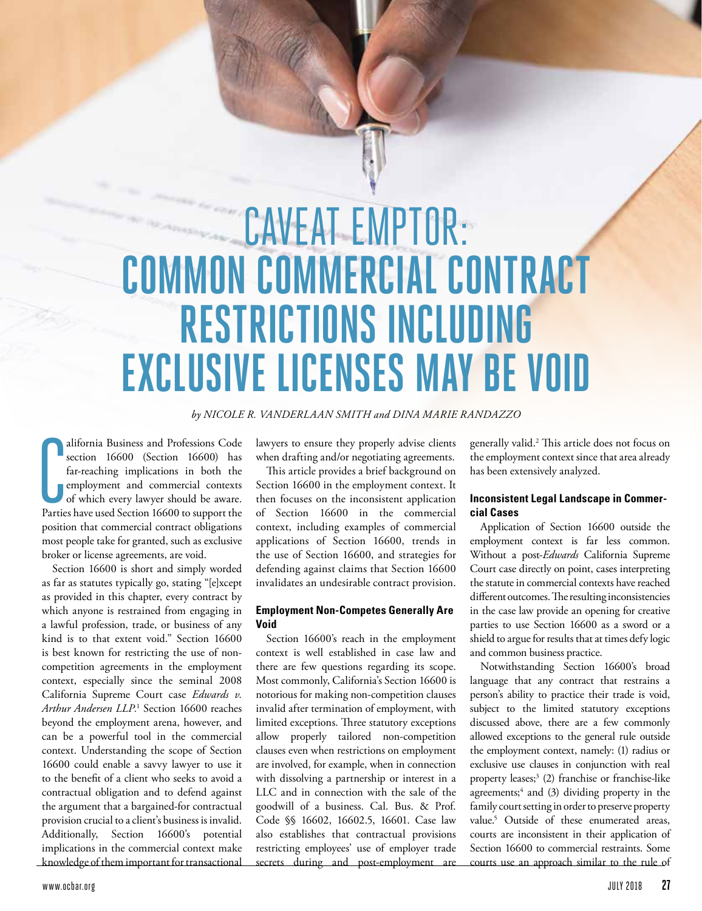# CAVEAT EMPTOR: COMMON COMMERCIAL CONTRACT RESTRICTIONS INCLUDING EXCLUSIVE LICENSES MAY BE VOID

*by NICOLE R. VANDERLAAN SMITH and DINA MARIE RANDAZZO*

California Business and Professions Code section 16600 (Section 16600) has far-reaching implications in both the employment and commercial contexts of which every lawyer should be aware. Parties have used Section 16600 to support the position that commercial contract obligations most people take for granted, such as exclusive broker or license agreements, are void.

Section 16600 is short and simply worded as far as statutes typically go, stating "[e]xcept as provided in this chapter, every contract by which anyone is restrained from engaging in a lawful profession, trade, or business of any kind is to that extent void." Section 16600 is best known for restricting the use of non-competition agreements in the employment context, especially since the seminal 2008 California Supreme Court case *Edwards v. Arthur Andersen LLP*.[1] Section 16600 reaches beyond the employment arena, however, and can be a powerful tool in the commercial context. Understanding the scope of Section 16600 could enable a savvy lawyer to use it to the benefit of a client who seeks to avoid a contractual obligation and to defend against the argument that a bargained-for contractual provision crucial to a client's business is invalid. Additionally, Section 16600's potential implications in the commercial context make knowledge of them important for transactional lawyers to ensure they properly advise clients when drafting and/or negotiating agreements.

This article provides a brief background on Section 16600 in the employment context. It then focuses on the inconsistent application of Section 16600 in the commercial context, including examples of commercial applications of Section 16600, trends in the use of Section 16600, and strategies for defending against claims that Section 16600 invalidates an undesirable contract provision.

### Employment Non-Competes Generally Are Void

Section 16600's reach in the employment context is well established in case law and there are few questions regarding its scope. Most commonly, California's Section 16600 is notorious for making non-competition clauses invalid after termination of employment, with limited exceptions. Three statutory exceptions allow properly tailored non-competition clauses even when restrictions on employment are involved, for example, when in connection with dissolving a partnership or interest in a LLC and in connection with the sale of the goodwill of a business. Cal. Bus. & Prof. Code §§ 16602, 16602.5, 16601. Case law also establishes that contractual provisions restricting employees' use of employer trade secrets during and post-employment are generally valid.[2] This article does not focus on the employment context since that area already has been extensively analyzed.

### Inconsistent Legal Landscape in Commercial Cases

Application of Section 16600 outside the employment context is far less common. Without a post-*Edwards* California Supreme Court case directly on point, cases interpreting the statute in commercial contexts have reached different outcomes. The resulting inconsistencies in the case law provide an opening for creative parties to use Section 16600 as a sword or a shield to argue for results that at times defy logic and common business practice.

Notwithstanding Section 16600's broad language that any contract that restrains a person's ability to practice their trade is void, subject to the limited statutory exceptions discussed above, there are a few commonly allowed exceptions to the general rule outside the employment context, namely: (1) radius or exclusive use clauses in conjunction with real property leases;[3] (2) franchise or franchise-like agreements;[4] and (3) dividing property in the family court setting in order to preserve property value.[5] Outside of these enumerated areas, courts are inconsistent in their application of Section 16600 to commercial restraints. Some courts use an approach similar to the rule of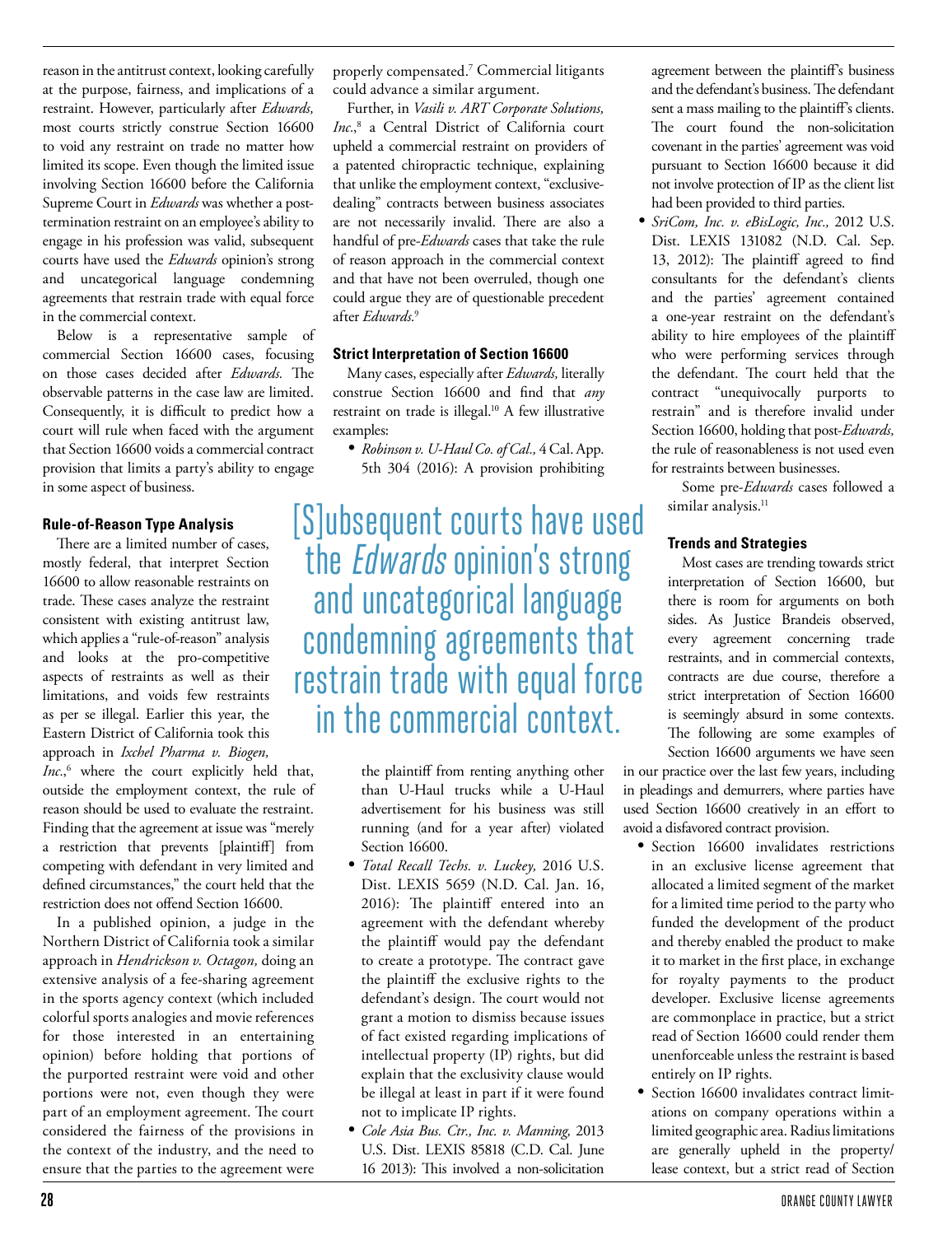reason in the antitrust context, looking carefully at the purpose, fairness, and implications of a restraint. However, particularly after *Edwards,* most courts strictly construe Section 16600 to void any restraint on trade no matter how limited its scope. Even though the limited issue involving Section 16600 before the California Supreme Court in *Edwards* was whether a post-termination restraint on an employee's ability to engage in his profession was valid, subsequent courts have used the *Edwards* opinion's strong and uncategorical language condemning agreements that restrain trade with equal force in the commercial context.

Below is a representative sample of commercial Section 16600 cases, focusing on those cases decided after *Edwards.* The observable patterns in the case law are limited. Consequently, it is difficult to predict how a court will rule when faced with the argument that Section 16600 voids a commercial contract provision that limits a party's ability to engage in some aspect of business.

#### Rule-of-Reason Type Analysis

There are a limited number of cases, mostly federal, that interpret Section 16600 to allow reasonable restraints on trade. These cases analyze the restraint consistent with existing antitrust law, which applies a "rule-of-reason" analysis and looks at the pro-competitive aspects of restraints as well as their limitations, and voids few restraints as per se illegal. Earlier this year, the Eastern District of California took this approach in *Ixchel Pharma v. Biogen, Inc.*,[6] where the court explicitly held that, outside the employment context, the rule of reason should be used to evaluate the restraint. Finding that the agreement at issue was "merely a restriction that prevents [plaintiff] from competing with defendant in very limited and defined circumstances," the court held that the restriction does not offend Section 16600.

In a published opinion, a judge in the Northern District of California took a similar approach in *Hendrickson v. Octagon,* doing an extensive analysis of a fee-sharing agreement in the sports agency context (which included colorful sports analogies and movie references for those interested in an entertaining opinion) before holding that portions of the purported restraint were void and other portions were not, even though they were part of an employment agreement. The court considered the fairness of the provisions in the context of the industry, and the need to ensure that the parties to the agreement were properly compensated.[7] Commercial litigants could advance a similar argument.

Further, in *Vasili v. ART Corporate Solutions, Inc.*,[8] a Central District of California court upheld a commercial restraint on providers of a patented chiropractic technique, explaining that unlike the employment context, "exclusive-dealing" contracts between business associates are not necessarily invalid. There are also a handful of pre-*Edwards* cases that take the rule of reason approach in the commercial context and that have not been overruled, though one could argue they are of questionable precedent after *Edwards.*[9]

#### Strict Interpretation of Section 16600

Many cases, especially after *Edwards,* literally construe Section 16600 and find that *any* restraint on trade is illegal.[10] A few illustrative examples:

- *Robinson v. U-Haul Co. of Cal.,* 4 Cal. App. 5th 304 (2016): A provision prohibiting the plaintiff from renting anything other than U-Haul trucks while a U-Haul advertisement for his business was still running (and for a year after) violated Section 16600.
- *Total Recall Techs. v. Luckey,* 2016 U.S. Dist. LEXIS 5659 (N.D. Cal. Jan. 16, 2016): The plaintiff entered into an agreement with the defendant whereby the plaintiff would pay the defendant to create a prototype. The contract gave the plaintiff the exclusive rights to the defendant's design. The court would not grant a motion to dismiss because issues of fact existed regarding implications of intellectual property (IP) rights, but did explain that the exclusivity clause would be illegal at least in part if it were found not to implicate IP rights.
- *Cole Asia Bus. Ctr., Inc. v. Manning,* 2013 U.S. Dist. LEXIS 85818 (C.D. Cal. June 16 2013): This involved a non-solicitation agreement between the plaintiff's business and the defendant's business. The defendant sent a mass mailing to the plaintiff's clients. The court found the non-solicitation covenant in the parties' agreement was void pursuant to Section 16600 because it did not involve protection of IP as the client list had been provided to third parties.
- *SriCom, Inc. v. eBisLogic, Inc.,* 2012 U.S. Dist. LEXIS 131082 (N.D. Cal. Sep. 13, 2012): The plaintiff agreed to find consultants for the defendant's clients and the parties' agreement contained a one-year restraint on the defendant's ability to hire employees of the plaintiff who were performing services through the defendant. The court held that the contract "unequivocally purports to restrain" and is therefore invalid under Section 16600, holding that post-*Edwards,* the rule of reasonableness is not used even for restraints between businesses.

Some pre-*Edwards* cases followed a similar analysis.[11]

> [S]ubsequent courts have used the *Edwards* opinion's strong and uncategorical language condemning agreements that restrain trade with equal force in the commercial context.

#### Trends and Strategies

Most cases are trending towards strict interpretation of Section 16600, but there is room for arguments on both sides. As Justice Brandeis observed, every agreement concerning trade restraints, and in commercial contexts, contracts are due course, therefore a strict interpretation of Section 16600 is seemingly absurd in some contexts. The following are some examples of Section 16600 arguments we have seen in our practice over the last few years, including in pleadings and demurrers, where parties have used Section 16600 creatively in an effort to avoid a disfavored contract provision.

- Section 16600 invalidates restrictions in an exclusive license agreement that allocated a limited segment of the market for a limited time period to the party who funded the development of the product and thereby enabled the product to make it to market in the first place, in exchange for royalty payments to the product developer. Exclusive license agreements are commonplace in practice, but a strict read of Section 16600 could render them unenforceable unless the restraint is based entirely on IP rights.
- Section 16600 invalidates contract limitations on company operations within a limited geographic area. Radius limitations are generally upheld in the property/lease context, but a strict read of Section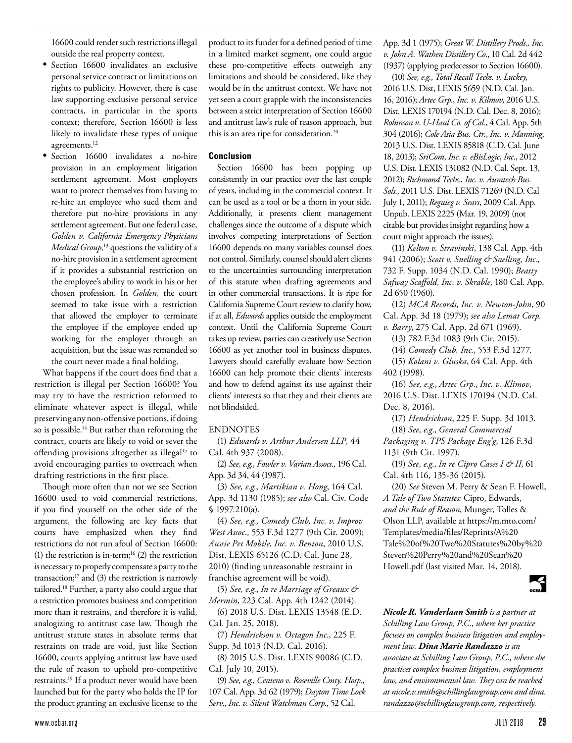16600 could render such restrictions illegal outside the real property context.

- Section 16600 invalidates an exclusive personal service contract or limitations on rights to publicity. However, there is case law supporting exclusive personal service contracts, in particular in the sports context; therefore, Section 16600 is less likely to invalidate these types of unique agreements.[12]
- Section 16600 invalidates a no-hire provision in an employment litigation settlement agreement. Most employers want to protect themselves from having to re-hire an employee who sued them and therefore put no-hire provisions in any settlement agreement. But one federal case, *Golden v. California Emergency Physicians Medical Group,*[13] questions the validity of a no-hire provision in a settlement agreement if it provides a substantial restriction on the employee's ability to work in his or her chosen profession. In *Golden,* the court seemed to take issue with a restriction that allowed the employer to terminate the employee if the employee ended up working for the employer through an acquisition, but the issue was remanded so the court never made a final holding.

What happens if the court does find that a restriction is illegal per Section 16600? You may try to have the restriction reformed to eliminate whatever aspect is illegal, while preserving any non-offensive portions, if doing so is possible.[14] But rather than reforming the contract, courts are likely to void or sever the offending provisions altogether as illegal[15] to avoid encouraging parties to overreach when drafting restrictions in the first place.

Though more often than not we see Section 16600 used to void commercial restrictions, if you find yourself on the other side of the argument, the following are key facts that courts have emphasized when they find restrictions do not run afoul of Section 16600: (1) the restriction is in-term;[16] (2) the restriction is necessary to properly compensate a party to the transaction;[17] and (3) the restriction is narrowly tailored.[18] Further, a party also could argue that a restriction promotes business and competition more than it restrains, and therefore it is valid, analogizing to antitrust case law. Though the antitrust statute states in absolute terms that restraints on trade are void, just like Section 16600, courts applying antitrust law have used the rule of reason to uphold pro-competitive restraints.[19] If a product never would have been launched but for the party who holds the IP for the product granting an exclusive license to the product to its funder for a defined period of time in a limited market segment, one could argue these pro-competitive effects outweigh any limitations and should be considered, like they would be in the antitrust context. We have not yet seen a court grapple with the inconsistencies between a strict interpretation of Section 16600 and antitrust law's rule of reason approach, but this is an area ripe for consideration.[20]

## Conclusion

Section 16600 has been popping up consistently in our practice over the last couple of years, including in the commercial context. It can be used as a tool or be a thorn in your side. Additionally, it presents client management challenges since the outcome of a dispute which involves competing interpretations of Section 16600 depends on many variables counsel does not control. Similarly, counsel should alert clients to the uncertainties surrounding interpretation of this statute when drafting agreements and in other commercial transactions. It is ripe for California Supreme Court review to clarify how, if at all, *Edwards* applies outside the employment context. Until the California Supreme Court takes up review, parties can creatively use Section 16600 as yet another tool in business disputes. Lawyers should carefully evaluate how Section 16600 can help promote their clients' interests and how to defend against its use against their clients' interests so that they and their clients are not blindsided.

## ENDNOTES

(1) *Edwards v. Arthur Andersen LLP,* 44 Cal. 4th 937 (2008).

(2) *See, e.g., Fowler v. Varian Assocs.*, 196 Cal. App. 3d 34, 44 (1987).

(3) *See, e.g., Martikian v. Hong*, 164 Cal. App. 3d 1130 (1985); *see also* Cal. Civ. Code § 1997.210(a).

(4) *See, e.g., Comedy Club, Inc. v. Improv West Assoc.*, 553 F.3d 1277 (9th Cir. 2009); *Aussie Pet Mobile, Inc. v. Benton*, 2010 U.S. Dist. LEXIS 65126 (C.D. Cal. June 28, 2010) (finding unreasonable restraint in franchise agreement will be void).

(5) *See, e.g., In re Marriage of Greaux & Mermin*, 223 Cal. App. 4th 1242 (2014).

(6) 2018 U.S. Dist. LEXIS 13548 (E.D. Cal. Jan. 25, 2018).

(7) *Hendrickson v. Octagon Inc.*, 225 F. Supp. 3d 1013 (N.D. Cal. 2016).

(8) 2015 U.S. Dist. LEXIS 90086 (C.D. Cal. July 10, 2015).

(9) *See, e.g., Centeno v. Roseville Cmty. Hosp.*, 107 Cal. App. 3d 62 (1979); *Dayton Time Lock Serv., Inc. v. Silent Watchman Corp.*, 52 Cal. App. 3d 1 (1975); *Great W. Distillery Prods., Inc. v. John A. Wathen Distillery Co.*, 10 Cal. 2d 442 (1937) (applying predecessor to Section 16600).

(10) *See, e.g., Total Recall Techs. v. Luckey*, 2016 U.S. Dist, LEXIS 5659 (N.D. Cal. Jan. 16, 2016); *Artec Grp., Inc. v. Kilmov*, 2016 U.S. Dist. LEXIS 170194 (N.D. Cal. Dec. 8, 2016); *Robinson v. U-Haul Co. of Cal.*, 4 Cal. App. 5th 304 (2016); *Cole Asia Bus. Ctr., Inc. v. Manning*, 2013 U.S. Dist. LEXIS 85818 (C.D. Cal. June 18, 2013); *SriCom, Inc. v. eBisLogic, Inc.*, 2012 U.S. Dist. LEXIS 131082 (N.D. Cal. Sept. 13, 2012); *Richmond Techs., Inc. v. Aumtech Bus. Sols.*, 2011 U.S. Dist. LEXIS 71269 (N.D. Cal July 1, 2011); *Reguieg v. Sears*, 2009 Cal. App. Unpub. LEXIS 2225 (Mar. 19, 2009) (not citable but provides insight regarding how a court might approach the issues).

(11) *Kelton v. Stravinski*, 138 Cal. App. 4th 941 (2006); *Scott v. Snelling & Snelling, Inc.*, 732 F. Supp. 1034 (N.D. Cal. 1990); *Beatty Safway Scaffold, Inc. v. Skrable*, 180 Cal. App. 2d 650 (1960).

(12) *MCA Records, Inc. v. Newton-John*, 90 Cal. App. 3d 18 (1979); *see also Lemat Corp. v. Barry*, 275 Cal. App. 2d 671 (1969).

(13) 782 F.3d 1083 (9th Cir. 2015).

(14) *Comedy Club, Inc.*, 553 F.3d 1277.

(15) *Kolani v. Gluska*, 64 Cal. App. 4th 402 (1998).

(16) *See, e.g., Artec Grp., Inc. v. Klimov*, 2016 U.S. Dist. LEXIS 170194 (N.D. Cal. Dec. 8, 2016).

(17) *Hendrickson*, 225 F. Supp. 3d 1013.

(18) *See, e.g., General Commercial Packaging v. TPS Package Eng'g*, 126 F.3d 1131 (9th Cir. 1997).

(19) *See, e.g., In re Cipro Cases I & II*, 61 Cal. 4th 116, 135-36 (2015).

(20) *See* Steven M. Perry & Sean F. Howell, *A Tale of Two Statutes:* Cipro, Edwards, *and the Rule of Reason*, Munger, Tolles & Olson LLP, available at https://m.mto.com/Templates/media/files/Reprints/A%20Tale%20of%20Two%20Statutes%20by%20Steven%20Perry%20and%20Sean%20Howell.pdf (last visited Mar. 14, 2018).

***Nicole R. Vanderlaan Smith*** *is a partner at Schilling Law Group, P.C., where her practice focuses on complex business litigation and employment law.* ***Dina Marie Randazzo*** *is an associate at Schilling Law Group, P.C., where she practices complex business litigation, employment law, and environmental law. They can be reached at nicole.v.smith@schillinglawgroup.com and dina.randazzo@schillinglawgroup.com, respectively.*